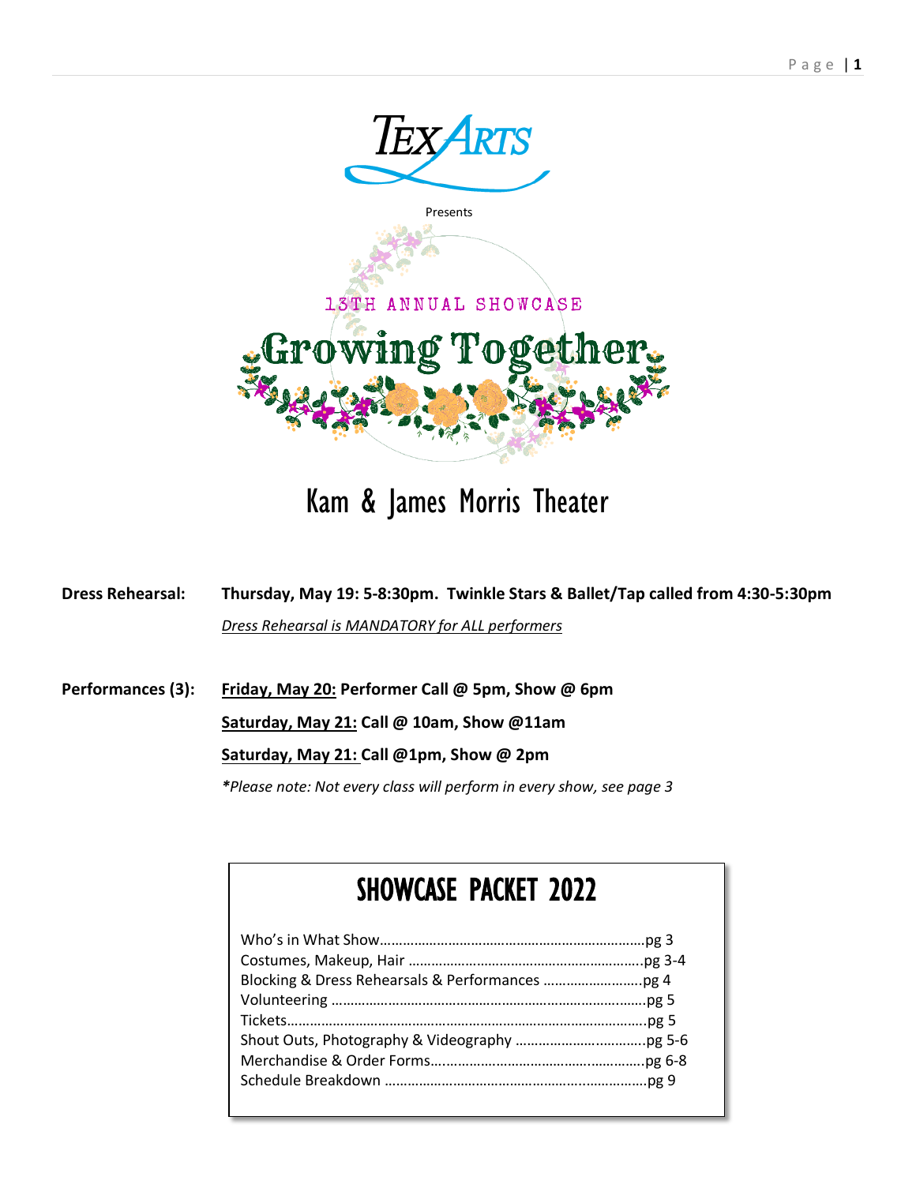TexArts

Presents

13TH ANNUAL SHOWCASE

# Growing Together

## Kam & James Morris Theater

**Dress Rehearsal:** **Thursday, May 19: 5-8:30pm. Twinkle Stars & Ballet/Tap called from 4:30-5:30pm**

*Dress Rehearsal is MANDATORY for ALL performers*

**Performances (3):** **Friday, May 20: Performer Call @ 5pm, Show @ 6pm**

**Saturday, May 21: Call @ 10am, Show @11am**

**Saturday, May 21: Call @1pm, Show @ 2pm**

*\*Please note: Not every class will perform in every show, see page 3*

## SHOWCASE PACKET 2022

- Who's in What Show……………………………………………………pg 3
- Costumes, Makeup, Hair ……………………………………………….pg 3-4
- Blocking & Dress Rehearsals & Performances ……………………..pg 4
- Volunteering …………………………………………………………….pg 5
- Tickets……………………………………………………………………..pg 5
- Shout Outs, Photography & Videography ……………………………pg 5-6
- Merchandise & Order Forms…………………………………………...pg 6-8
- Schedule Breakdown …………………………………………………..pg 9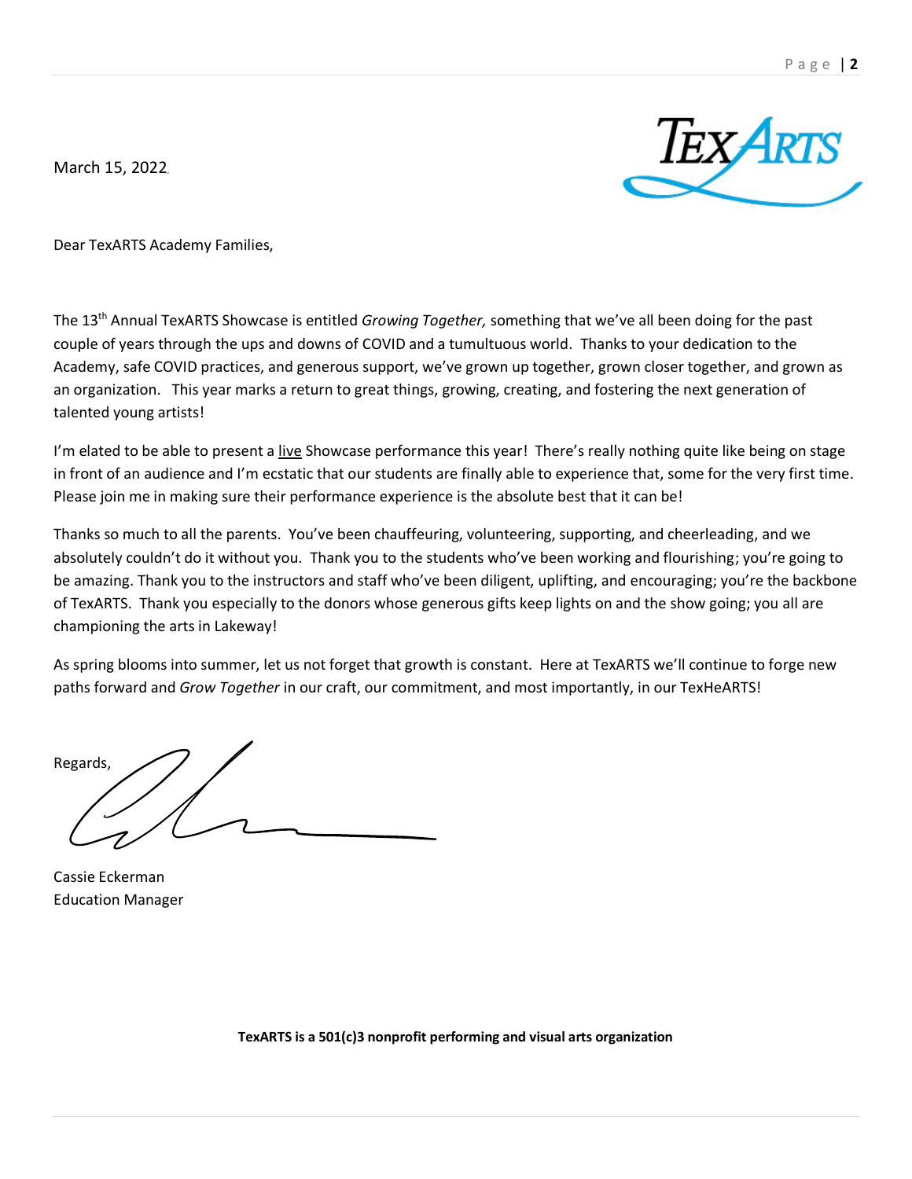March 15, 2022

Dear TexARTS Academy Families,

The 13th Annual TexARTS Showcase is entitled *Growing Together,* something that we've all been doing for the past couple of years through the ups and downs of COVID and a tumultuous world. Thanks to your dedication to the Academy, safe COVID practices, and generous support, we've grown up together, grown closer together, and grown as an organization. This year marks a return to great things, growing, creating, and fostering the next generation of talented young artists!

I'm elated to be able to present a <u>live</u> Showcase performance this year! There's really nothing quite like being on stage in front of an audience and I'm ecstatic that our students are finally able to experience that, some for the very first time. Please join me in making sure their performance experience is the absolute best that it can be!

Thanks so much to all the parents. You've been chauffeuring, volunteering, supporting, and cheerleading, and we absolutely couldn't do it without you. Thank you to the students who've been working and flourishing; you're going to be amazing. Thank you to the instructors and staff who've been diligent, uplifting, and encouraging; you're the backbone of TexARTS. Thank you especially to the donors whose generous gifts keep lights on and the show going; you all are championing the arts in Lakeway!

As spring blooms into summer, let us not forget that growth is constant. Here at TexARTS we'll continue to forge new paths forward and *Grow Together* in our craft, our commitment, and most importantly, in our TexHeARTS!

Regards,

Cassie Eckerman
Education Manager

**TexARTS is a 501(c)3 nonprofit performing and visual arts organization**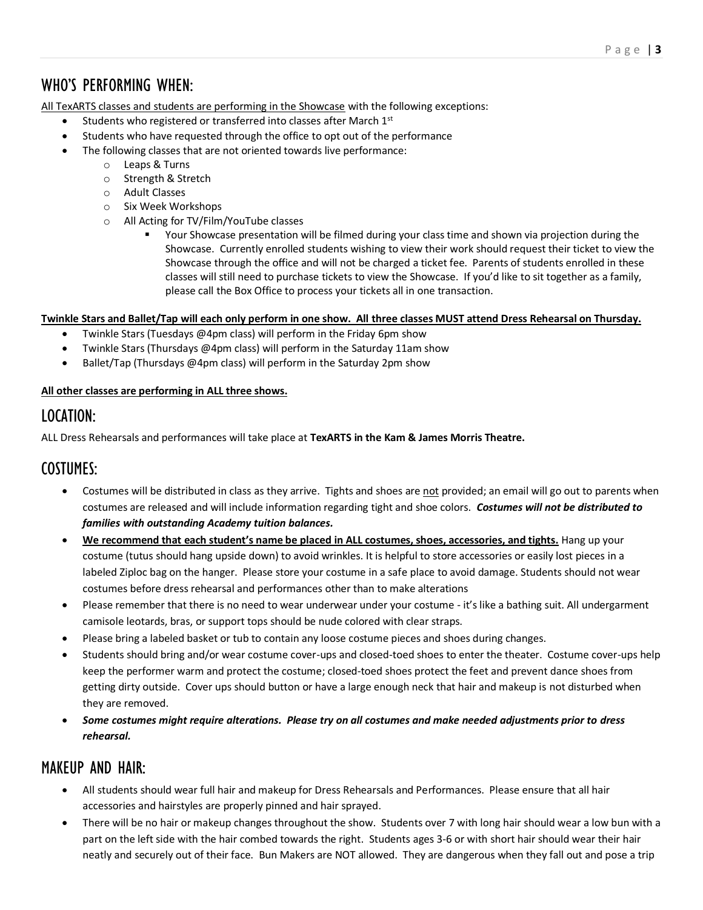## WHO'S PERFORMING WHEN:

All TexARTS classes and students are performing in the Showcase with the following exceptions:

- Students who registered or transferred into classes after March 1st
- Students who have requested through the office to opt out of the performance
- The following classes that are not oriented towards live performance:
  - Leaps & Turns
  - Strength & Stretch
  - Adult Classes
  - Six Week Workshops
  - All Acting for TV/Film/YouTube classes
    - Your Showcase presentation will be filmed during your class time and shown via projection during the Showcase. Currently enrolled students wishing to view their work should request their ticket to view the Showcase through the office and will not be charged a ticket fee. Parents of students enrolled in these classes will still need to purchase tickets to view the Showcase. If you'd like to sit together as a family, please call the Box Office to process your tickets all in one transaction.

**Twinkle Stars and Ballet/Tap will each only perform in one show. All three classes MUST attend Dress Rehearsal on Thursday.**

- Twinkle Stars (Tuesdays @4pm class) will perform in the Friday 6pm show
- Twinkle Stars (Thursdays @4pm class) will perform in the Saturday 11am show
- Ballet/Tap (Thursdays @4pm class) will perform in the Saturday 2pm show

**All other classes are performing in ALL three shows.**

## LOCATION:

ALL Dress Rehearsals and performances will take place at **TexARTS in the Kam & James Morris Theatre.**

## COSTUMES:

- Costumes will be distributed in class as they arrive. Tights and shoes are not provided; an email will go out to parents when costumes are released and will include information regarding tight and shoe colors. ***Costumes will not be distributed to families with outstanding Academy tuition balances.***
- **We recommend that each student's name be placed in ALL costumes, shoes, accessories, and tights.** Hang up your costume (tutus should hang upside down) to avoid wrinkles. It is helpful to store accessories or easily lost pieces in a labeled Ziploc bag on the hanger. Please store your costume in a safe place to avoid damage. Students should not wear costumes before dress rehearsal and performances other than to make alterations
- Please remember that there is no need to wear underwear under your costume - it's like a bathing suit. All undergarment camisole leotards, bras, or support tops should be nude colored with clear straps.
- Please bring a labeled basket or tub to contain any loose costume pieces and shoes during changes.
- Students should bring and/or wear costume cover-ups and closed-toed shoes to enter the theater. Costume cover-ups help keep the performer warm and protect the costume; closed-toed shoes protect the feet and prevent dance shoes from getting dirty outside. Cover ups should button or have a large enough neck that hair and makeup is not disturbed when they are removed.
- ***Some costumes might require alterations. Please try on all costumes and make needed adjustments prior to dress rehearsal.***

## MAKEUP AND HAIR:

- All students should wear full hair and makeup for Dress Rehearsals and Performances. Please ensure that all hair accessories and hairstyles are properly pinned and hair sprayed.
- There will be no hair or makeup changes throughout the show. Students over 7 with long hair should wear a low bun with a part on the left side with the hair combed towards the right. Students ages 3-6 or with short hair should wear their hair neatly and securely out of their face. Bun Makers are NOT allowed. They are dangerous when they fall out and pose a trip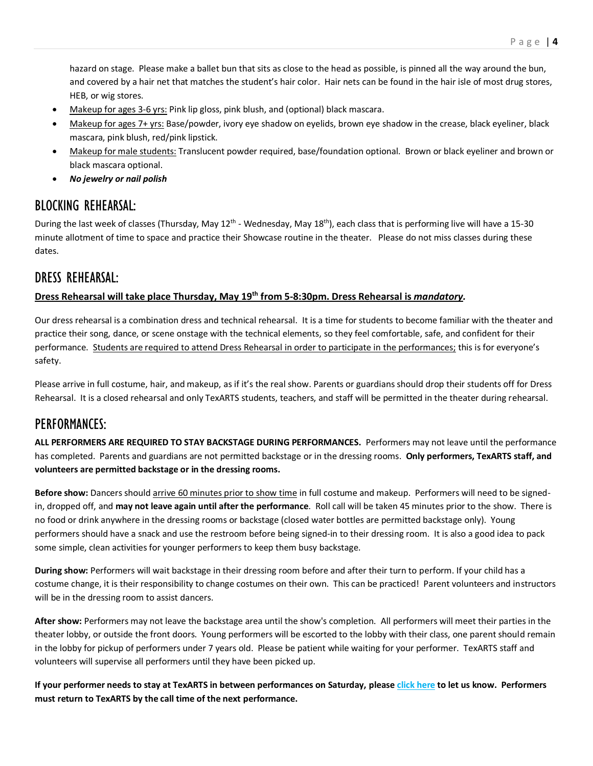hazard on stage. Please make a ballet bun that sits as close to the head as possible, is pinned all the way around the bun, and covered by a hair net that matches the student's hair color. Hair nets can be found in the hair isle of most drug stores, HEB, or wig stores.

- Makeup for ages 3-6 yrs: Pink lip gloss, pink blush, and (optional) black mascara.
- Makeup for ages 7+ yrs: Base/powder, ivory eye shadow on eyelids, brown eye shadow in the crease, black eyeliner, black mascara, pink blush, red/pink lipstick.
- Makeup for male students: Translucent powder required, base/foundation optional. Brown or black eyeliner and brown or black mascara optional.
- ***No jewelry or nail polish***

## BLOCKING REHEARSAL:

During the last week of classes (Thursday, May 12th - Wednesday, May 18th), each class that is performing live will have a 15-30 minute allotment of time to space and practice their Showcase routine in the theater. Please do not miss classes during these dates.

## DRESS REHEARSAL:

**Dress Rehearsal will take place Thursday, May 19th from 5-8:30pm. Dress Rehearsal is *mandatory*.**

Our dress rehearsal is a combination dress and technical rehearsal. It is a time for students to become familiar with the theater and practice their song, dance, or scene onstage with the technical elements, so they feel comfortable, safe, and confident for their performance. Students are required to attend Dress Rehearsal in order to participate in the performances; this is for everyone's safety.

Please arrive in full costume, hair, and makeup, as if it's the real show. Parents or guardians should drop their students off for Dress Rehearsal. It is a closed rehearsal and only TexARTS students, teachers, and staff will be permitted in the theater during rehearsal.

## PERFORMANCES:

**ALL PERFORMERS ARE REQUIRED TO STAY BACKSTAGE DURING PERFORMANCES.** Performers may not leave until the performance has completed. Parents and guardians are not permitted backstage or in the dressing rooms. **Only performers, TexARTS staff, and volunteers are permitted backstage or in the dressing rooms.**

**Before show:** Dancers should arrive 60 minutes prior to show time in full costume and makeup. Performers will need to be signed-in, dropped off, and **may not leave again until after the performance**. Roll call will be taken 45 minutes prior to the show. There is no food or drink anywhere in the dressing rooms or backstage (closed water bottles are permitted backstage only). Young performers should have a snack and use the restroom before being signed-in to their dressing room. It is also a good idea to pack some simple, clean activities for younger performers to keep them busy backstage.

**During show:** Performers will wait backstage in their dressing room before and after their turn to perform. If your child has a costume change, it is their responsibility to change costumes on their own. This can be practiced! Parent volunteers and instructors will be in the dressing room to assist dancers.

**After show:** Performers may not leave the backstage area until the show's completion. All performers will meet their parties in the theater lobby, or outside the front doors. Young performers will be escorted to the lobby with their class, one parent should remain in the lobby for pickup of performers under 7 years old. Please be patient while waiting for your performer. TexARTS staff and volunteers will supervise all performers until they have been picked up.

**If your performer needs to stay at TexARTS in between performances on Saturday, please click here to let us know. Performers must return to TexARTS by the call time of the next performance.**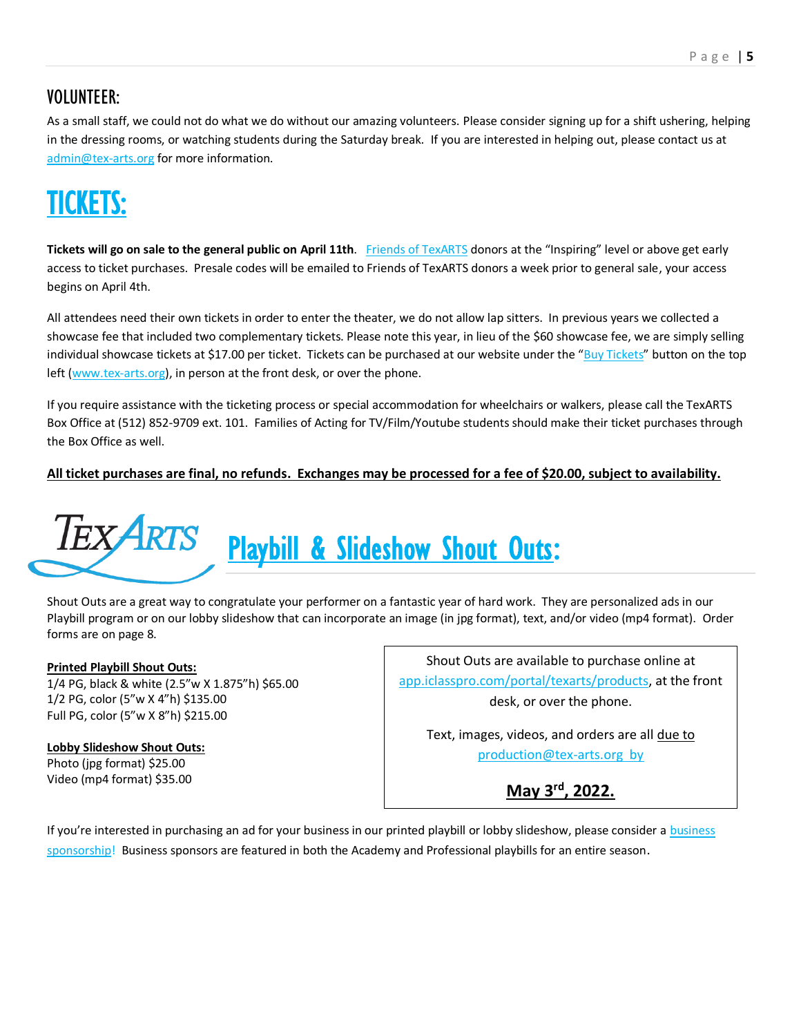## VOLUNTEER:

As a small staff, we could not do what we do without our amazing volunteers. Please consider signing up for a shift ushering, helping in the dressing rooms, or watching students during the Saturday break. If you are interested in helping out, please contact us at admin@tex-arts.org for more information.

# TICKETS:

**Tickets will go on sale to the general public on April 11th**. Friends of TexARTS donors at the "Inspiring" level or above get early access to ticket purchases. Presale codes will be emailed to Friends of TexARTS donors a week prior to general sale, your access begins on April 4th.

All attendees need their own tickets in order to enter the theater, we do not allow lap sitters. In previous years we collected a showcase fee that included two complementary tickets. Please note this year, in lieu of the $60 showcase fee, we are simply selling individual showcase tickets at $17.00 per ticket. Tickets can be purchased at our website under the "Buy Tickets" button on the top left (www.tex-arts.org), in person at the front desk, or over the phone.

If you require assistance with the ticketing process or special accommodation for wheelchairs or walkers, please call the TexARTS Box Office at (512) 852-9709 ext. 101. Families of Acting for TV/Film/Youtube students should make their ticket purchases through the Box Office as well.

**All ticket purchases are final, no refunds. Exchanges may be processed for a fee of $20.00, subject to availability.**

# TexArts Playbill & Slideshow Shout Outs:

Shout Outs are a great way to congratulate your performer on a fantastic year of hard work. They are personalized ads in our Playbill program or on our lobby slideshow that can incorporate an image (in jpg format), text, and/or video (mp4 format). Order forms are on page 8.

**Printed Playbill Shout Outs:**
1/4 PG, black & white (2.5"w X 1.875"h) $65.00
1/2 PG, color (5"w X 4"h) $135.00
Full PG, color (5"w X 8"h) $215.00

**Lobby Slideshow Shout Outs:**
Photo (jpg format) $25.00
Video (mp4 format) $35.00

Shout Outs are available to purchase online at app.iclasspro.com/portal/texarts/products, at the front desk, or over the phone.

Text, images, videos, and orders are all due to production@tex-arts.org by

**May 3rd, 2022.**

If you're interested in purchasing an ad for your business in our printed playbill or lobby slideshow, please consider a business sponsorship! Business sponsors are featured in both the Academy and Professional playbills for an entire season.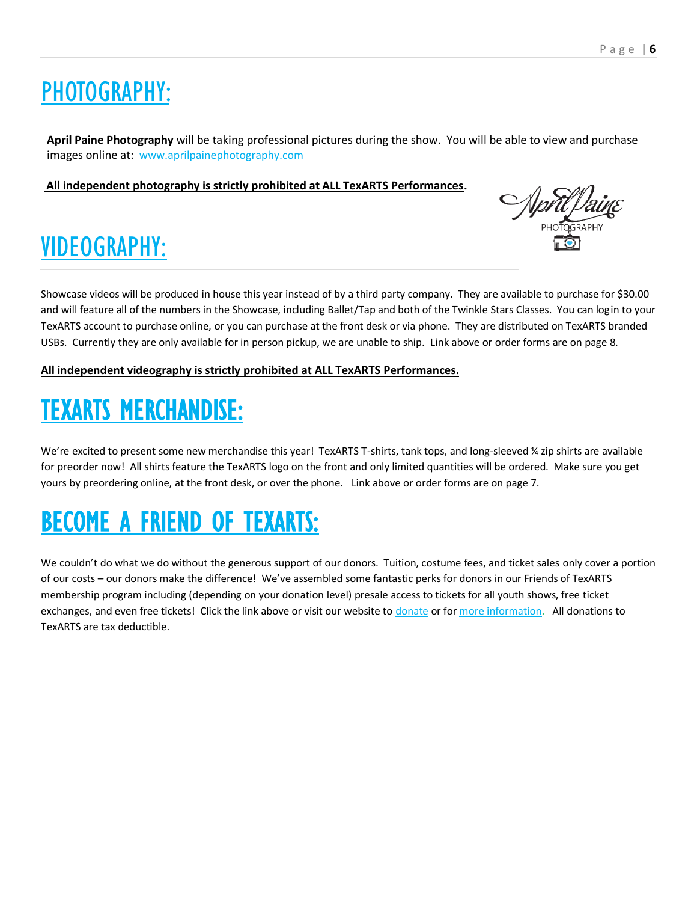# PHOTOGRAPHY:

**April Paine Photography** will be taking professional pictures during the show. You will be able to view and purchase images online at: [www.aprilpainephotography.com](www.aprilpainephotography.com)

**All independent photography is strictly prohibited at ALL TexARTS Performances**.

# VIDEOGRAPHY:

Showcase videos will be produced in house this year instead of by a third party company. They are available to purchase for $30.00 and will feature all of the numbers in the Showcase, including Ballet/Tap and both of the Twinkle Stars Classes. You can login to your TexARTS account to purchase online, or you can purchase at the front desk or via phone. They are distributed on TexARTS branded USBs. Currently they are only available for in person pickup, we are unable to ship. Link above or order forms are on page 8.

**All independent videography is strictly prohibited at ALL TexARTS Performances.**

# TEXARTS MERCHANDISE:

We're excited to present some new merchandise this year! TexARTS T-shirts, tank tops, and long-sleeved ¼ zip shirts are available for preorder now! All shirts feature the TexARTS logo on the front and only limited quantities will be ordered. Make sure you get yours by preordering online, at the front desk, or over the phone. Link above or order forms are on page 7.

# BECOME A FRIEND OF TEXARTS:

We couldn't do what we do without the generous support of our donors. Tuition, costume fees, and ticket sales only cover a portion of our costs – our donors make the difference! We've assembled some fantastic perks for donors in our Friends of TexARTS membership program including (depending on your donation level) presale access to tickets for all youth shows, free ticket exchanges, and even free tickets! Click the link above or visit our website to donate or for more information. All donations to TexARTS are tax deductible.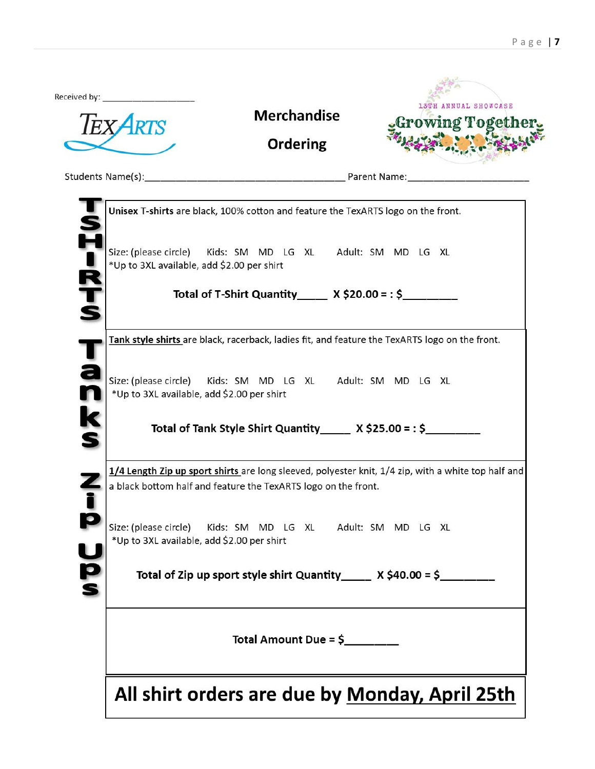Received by: ____________________

TexArts

# Merchandise Ordering

13TH ANNUAL SHOWCASE

Growing Together

Students Name(s):______________________________________ Parent Name:_______________________

## TSHIRTS

**Unisex T-shirts** are black, 100% cotton and feature the TexARTS logo on the front.

Size: (please circle) Kids: SM MD LG XL Adult: SM MD LG XL
*Up to 3XL available, add $2.00 per shirt

**Total of T-Shirt Quantity_____ X $20.00 = : $_________**

## Tanks

**Tank style shirts** are black, racerback, ladies fit, and feature the TexARTS logo on the front.

Size: (please circle) Kids: SM MD LG XL Adult: SM MD LG XL
*Up to 3XL available, add $2.00 per shirt

**Total of Tank Style Shirt Quantity_____ X $25.00 = : $_________**

## Zip Ups

**1/4 Length Zip up sport shirts** are long sleeved, polyester knit, 1/4 zip, with a white top half and a black bottom half and feature the TexARTS logo on the front.

Size: (please circle) Kids: SM MD LG XL Adult: SM MD LG XL
*Up to 3XL available, add $2.00 per shirt

**Total of Zip up sport style shirt Quantity_____ X $40.00 = $_________**

**Total Amount Due = $_________**

# All shirt orders are due by Monday, April 25th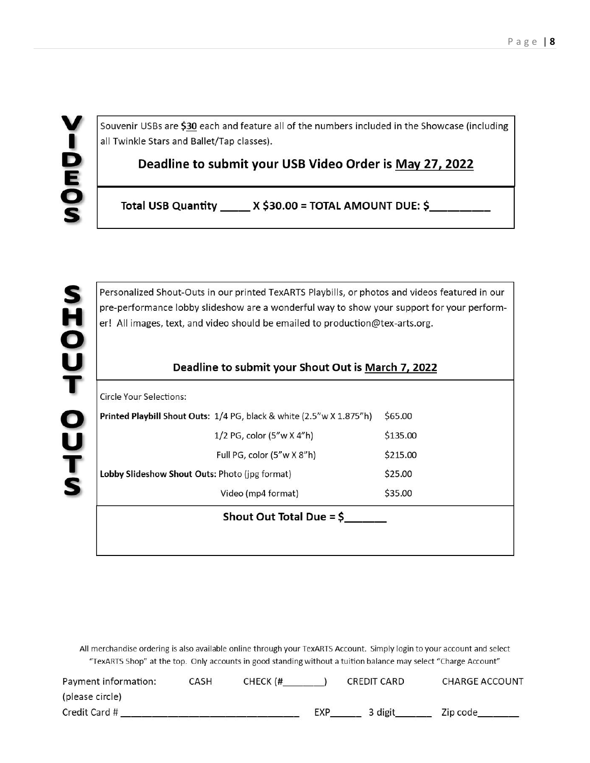## VIDEOS

Souvenir USBs are **$30** each and feature all of the numbers included in the Showcase (including all Twinkle Stars and Ballet/Tap classes).

**Deadline to submit your USB Video Order is May 27, 2022**

**Total USB Quantity _____ X $30.00 = TOTAL AMOUNT DUE: $__________**

## SHOUT OUTS

Personalized Shout-Outs in our printed TexARTS Playbills, or photos and videos featured in our pre-performance lobby slideshow are a wonderful way to show your support for your performer! All images, text, and video should be emailed to production@tex-arts.org.

**Deadline to submit your Shout Out is March 7, 2022**

Circle Your Selections:

| | | |
|---|---|---|
| **Printed Playbill Shout Outs:** | 1/4 PG, black & white (2.5"w X 1.875"h) | $65.00 |
| | 1/2 PG, color (5"w X 4"h) | $135.00 |
| | Full PG, color (5"w X 8"h) | $215.00 |
| **Lobby Slideshow Shout Outs:** | Photo (jpg format) | $25.00 |
| | Video (mp4 format) | $35.00 |

**Shout Out Total Due = $_______**

All merchandise ordering is also available online through your TexARTS Account. Simply login to your account and select "TexARTS Shop" at the top. Only accounts in good standing without a tuition balance may select "Charge Account"

Payment information: (please circle) CASH CHECK (#________) CREDIT CARD CHARGE ACCOUNT

Credit Card # ________________________________ EXP______ 3 digit_______ Zip code________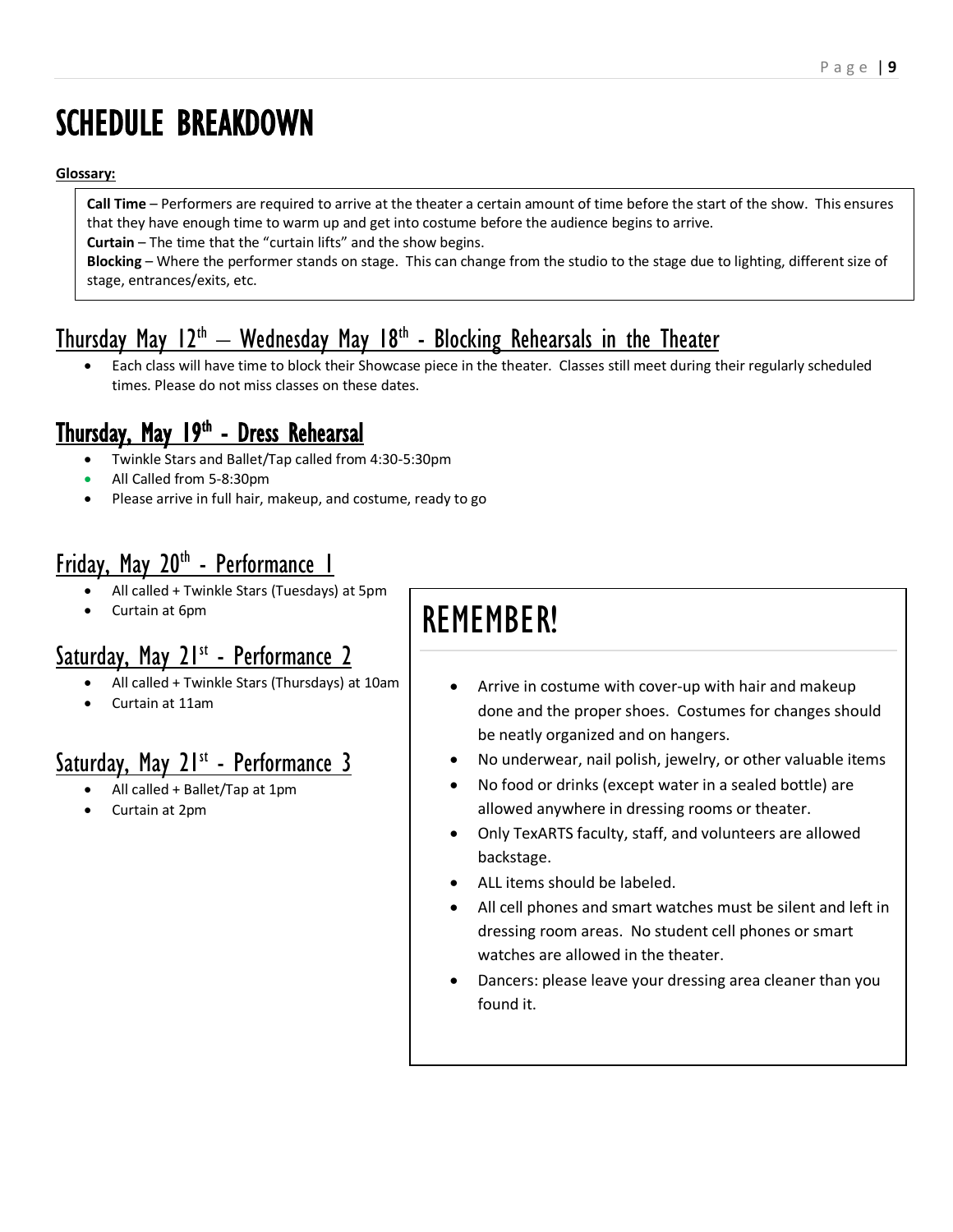# SCHEDULE BREAKDOWN

**Glossary:**

**Call Time** – Performers are required to arrive at the theater a certain amount of time before the start of the show. This ensures that they have enough time to warm up and get into costume before the audience begins to arrive.
**Curtain** – The time that the "curtain lifts" and the show begins.
**Blocking** – Where the performer stands on stage. This can change from the studio to the stage due to lighting, different size of stage, entrances/exits, etc.

## Thursday May 12th – Wednesday May 18th - Blocking Rehearsals in the Theater

- Each class will have time to block their Showcase piece in the theater. Classes still meet during their regularly scheduled times. Please do not miss classes on these dates.

## Thursday, May 19th - Dress Rehearsal

- Twinkle Stars and Ballet/Tap called from 4:30-5:30pm
- All Called from 5-8:30pm
- Please arrive in full hair, makeup, and costume, ready to go

## Friday, May 20th - Performance 1

- All called + Twinkle Stars (Tuesdays) at 5pm
- Curtain at 6pm

## Saturday, May 21st - Performance 2

- All called + Twinkle Stars (Thursdays) at 10am
- Curtain at 11am

## Saturday, May 21st - Performance 3

- All called + Ballet/Tap at 1pm
- Curtain at 2pm

## REMEMBER!

- Arrive in costume with cover-up with hair and makeup done and the proper shoes. Costumes for changes should be neatly organized and on hangers.
- No underwear, nail polish, jewelry, or other valuable items
- No food or drinks (except water in a sealed bottle) are allowed anywhere in dressing rooms or theater.
- Only TexARTS faculty, staff, and volunteers are allowed backstage.
- ALL items should be labeled.
- All cell phones and smart watches must be silent and left in dressing room areas. No student cell phones or smart watches are allowed in the theater.
- Dancers: please leave your dressing area cleaner than you found it.